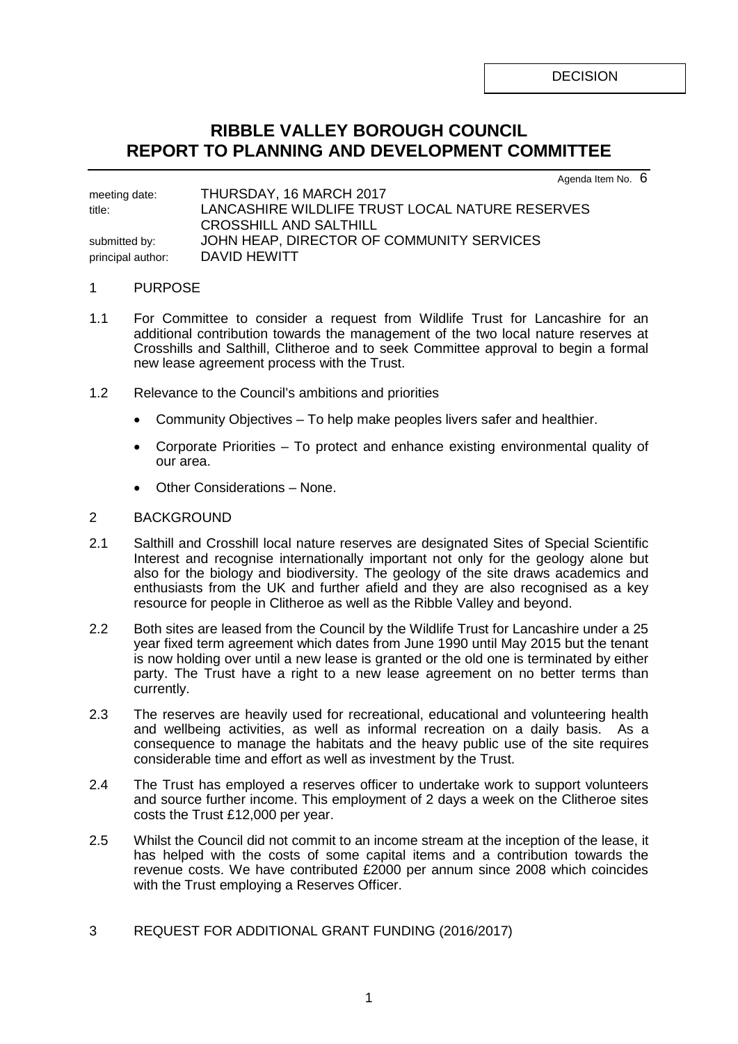DECISION

# RIBBLE VALLEY BOROUGH COUNCIL
# REPORT TO PLANNING AND DEVELOPMENT COMMITTEE

Agenda Item No. 6

| | |
|---|---|
| meeting date: | THURSDAY, 16 MARCH 2017 |
| title: | LANCASHIRE WILDLIFE TRUST LOCAL NATURE RESERVES CROSSHILL AND SALTHILL |
| submitted by: | JOHN HEAP, DIRECTOR OF COMMUNITY SERVICES |
| principal author: | DAVID HEWITT |

## 1 PURPOSE

1.1 For Committee to consider a request from Wildlife Trust for Lancashire for an additional contribution towards the management of the two local nature reserves at Crosshills and Salthill, Clitheroe and to seek Committee approval to begin a formal new lease agreement process with the Trust.

1.2 Relevance to the Council's ambitions and priorities

- Community Objectives – To help make peoples livers safer and healthier.
- Corporate Priorities – To protect and enhance existing environmental quality of our area.
- Other Considerations – None.

## 2 BACKGROUND

2.1 Salthill and Crosshill local nature reserves are designated Sites of Special Scientific Interest and recognise internationally important not only for the geology alone but also for the biology and biodiversity. The geology of the site draws academics and enthusiasts from the UK and further afield and they are also recognised as a key resource for people in Clitheroe as well as the Ribble Valley and beyond.

2.2 Both sites are leased from the Council by the Wildlife Trust for Lancashire under a 25 year fixed term agreement which dates from June 1990 until May 2015 but the tenant is now holding over until a new lease is granted or the old one is terminated by either party. The Trust have a right to a new lease agreement on no better terms than currently.

2.3 The reserves are heavily used for recreational, educational and volunteering health and wellbeing activities, as well as informal recreation on a daily basis. As a consequence to manage the habitats and the heavy public use of the site requires considerable time and effort as well as investment by the Trust.

2.4 The Trust has employed a reserves officer to undertake work to support volunteers and source further income. This employment of 2 days a week on the Clitheroe sites costs the Trust £12,000 per year.

2.5 Whilst the Council did not commit to an income stream at the inception of the lease, it has helped with the costs of some capital items and a contribution towards the revenue costs. We have contributed £2000 per annum since 2008 which coincides with the Trust employing a Reserves Officer.

## 3 REQUEST FOR ADDITIONAL GRANT FUNDING (2016/2017)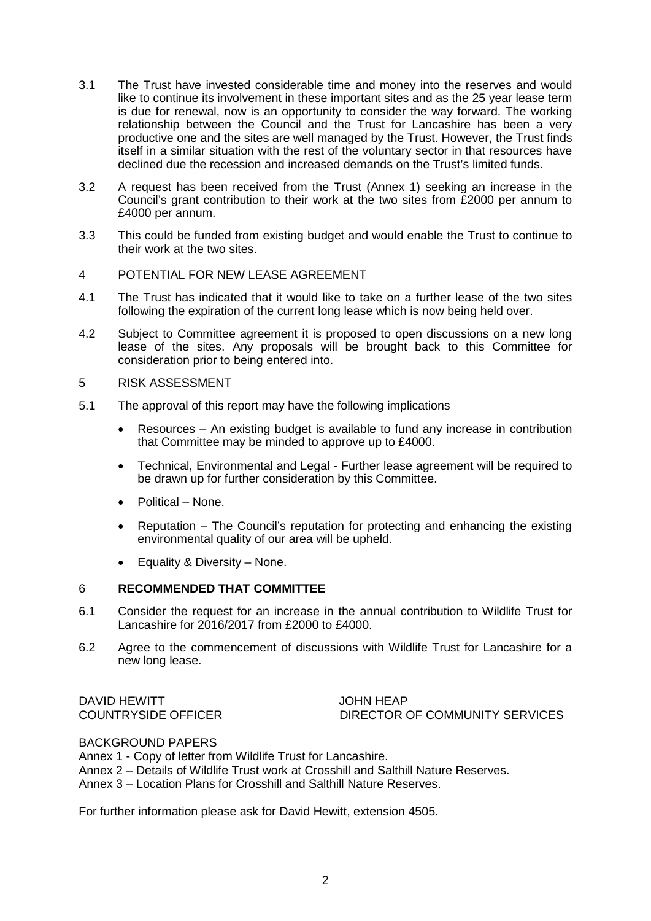3.1 The Trust have invested considerable time and money into the reserves and would like to continue its involvement in these important sites and as the 25 year lease term is due for renewal, now is an opportunity to consider the way forward. The working relationship between the Council and the Trust for Lancashire has been a very productive one and the sites are well managed by the Trust. However, the Trust finds itself in a similar situation with the rest of the voluntary sector in that resources have declined due the recession and increased demands on the Trust's limited funds.

3.2 A request has been received from the Trust (Annex 1) seeking an increase in the Council's grant contribution to their work at the two sites from £2000 per annum to £4000 per annum.

3.3 This could be funded from existing budget and would enable the Trust to continue to their work at the two sites.

4 POTENTIAL FOR NEW LEASE AGREEMENT

4.1 The Trust has indicated that it would like to take on a further lease of the two sites following the expiration of the current long lease which is now being held over.

4.2 Subject to Committee agreement it is proposed to open discussions on a new long lease of the sites. Any proposals will be brought back to this Committee for consideration prior to being entered into.

5 RISK ASSESSMENT

5.1 The approval of this report may have the following implications

- Resources – An existing budget is available to fund any increase in contribution that Committee may be minded to approve up to £4000.
- Technical, Environmental and Legal - Further lease agreement will be required to be drawn up for further consideration by this Committee.
- Political – None.
- Reputation – The Council's reputation for protecting and enhancing the existing environmental quality of our area will be upheld.
- Equality & Diversity – None.

6 **RECOMMENDED THAT COMMITTEE**

6.1 Consider the request for an increase in the annual contribution to Wildlife Trust for Lancashire for 2016/2017 from £2000 to £4000.

6.2 Agree to the commencement of discussions with Wildlife Trust for Lancashire for a new long lease.

DAVID HEWITT
COUNTRYSIDE OFFICER

JOHN HEAP
DIRECTOR OF COMMUNITY SERVICES

BACKGROUND PAPERS

Annex 1 - Copy of letter from Wildlife Trust for Lancashire.
Annex 2 – Details of Wildlife Trust work at Crosshill and Salthill Nature Reserves.
Annex 3 – Location Plans for Crosshill and Salthill Nature Reserves.

For further information please ask for David Hewitt, extension 4505.